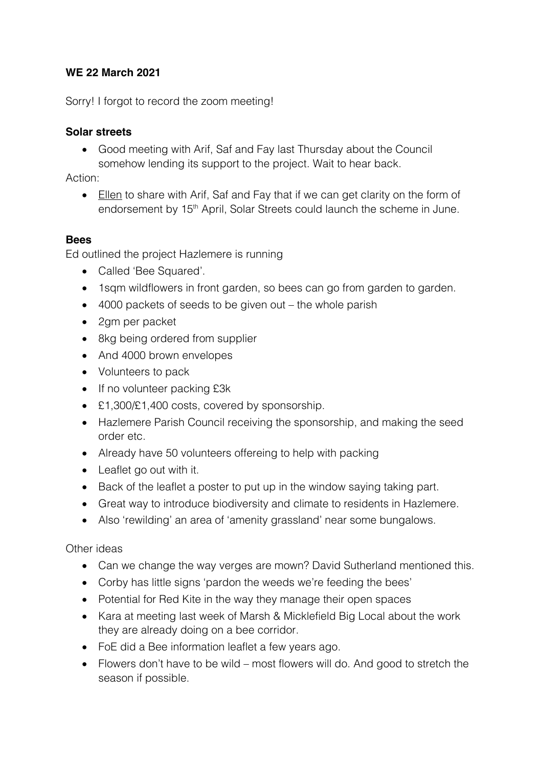**WE 22 March 2021**

Sorry! I forgot to record the zoom meeting!

**Solar streets**

- Good meeting with Arif, Saf and Fay last Thursday about the Council somehow lending its support to the project. Wait to hear back.

Action:

- Ellen to share with Arif, Saf and Fay that if we can get clarity on the form of endorsement by 15th April, Solar Streets could launch the scheme in June.

**Bees**

Ed outlined the project Hazlemere is running

- Called 'Bee Squared'.
- 1sqm wildflowers in front garden, so bees can go from garden to garden.
- 4000 packets of seeds to be given out – the whole parish
- 2gm per packet
- 8kg being ordered from supplier
- And 4000 brown envelopes
- Volunteers to pack
- If no volunteer packing £3k
- £1,300/£1,400 costs, covered by sponsorship.
- Hazlemere Parish Council receiving the sponsorship, and making the seed order etc.
- Already have 50 volunteers offereing to help with packing
- Leaflet go out with it.
- Back of the leaflet a poster to put up in the window saying taking part.
- Great way to introduce biodiversity and climate to residents in Hazlemere.
- Also 'rewilding' an area of 'amenity grassland' near some bungalows.

Other ideas

- Can we change the way verges are mown? David Sutherland mentioned this.
- Corby has little signs 'pardon the weeds we're feeding the bees'
- Potential for Red Kite in the way they manage their open spaces
- Kara at meeting last week of Marsh & Micklefield Big Local about the work they are already doing on a bee corridor.
- FoE did a Bee information leaflet a few years ago.
- Flowers don't have to be wild – most flowers will do. And good to stretch the season if possible.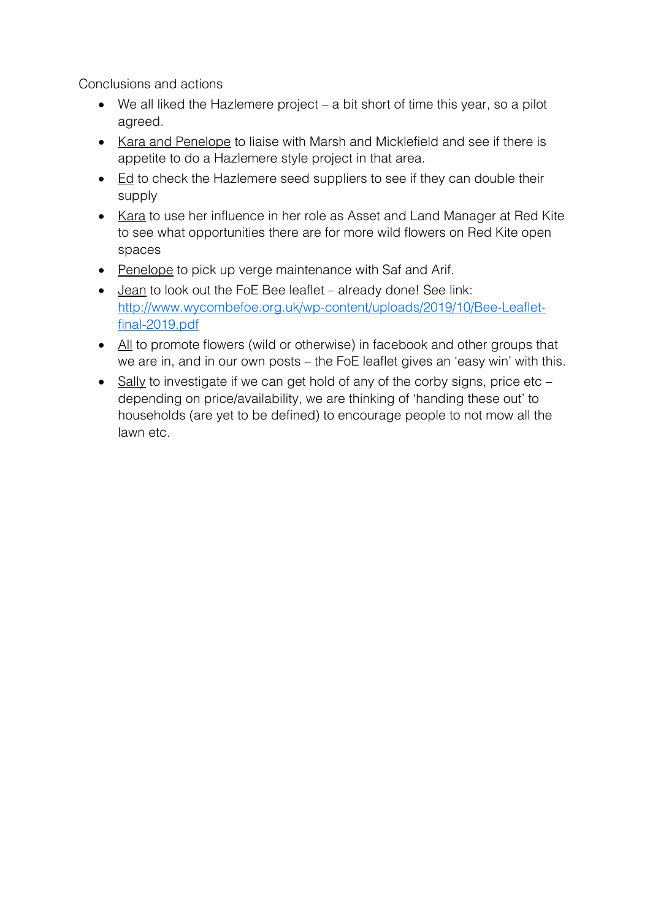Conclusions and actions

- We all liked the Hazlemere project – a bit short of time this year, so a pilot agreed.
- <u>Kara and Penelope</u> to liaise with Marsh and Micklefield and see if there is appetite to do a Hazlemere style project in that area.
- <u>Ed</u> to check the Hazlemere seed suppliers to see if they can double their supply
- <u>Kara</u> to use her influence in her role as Asset and Land Manager at Red Kite to see what opportunities there are for more wild flowers on Red Kite open spaces
- <u>Penelope</u> to pick up verge maintenance with Saf and Arif.
- <u>Jean</u> to look out the FoE Bee leaflet – already done! See link: [http://www.wycombefoe.org.uk/wp-content/uploads/2019/10/Bee-Leaflet-final-2019.pdf](http://www.wycombefoe.org.uk/wp-content/uploads/2019/10/Bee-Leaflet-final-2019.pdf)
- <u>All</u> to promote flowers (wild or otherwise) in facebook and other groups that we are in, and in our own posts – the FoE leaflet gives an 'easy win' with this.
- <u>Sally</u> to investigate if we can get hold of any of the corby signs, price etc – depending on price/availability, we are thinking of 'handing these out' to households (are yet to be defined) to encourage people to not mow all the lawn etc.